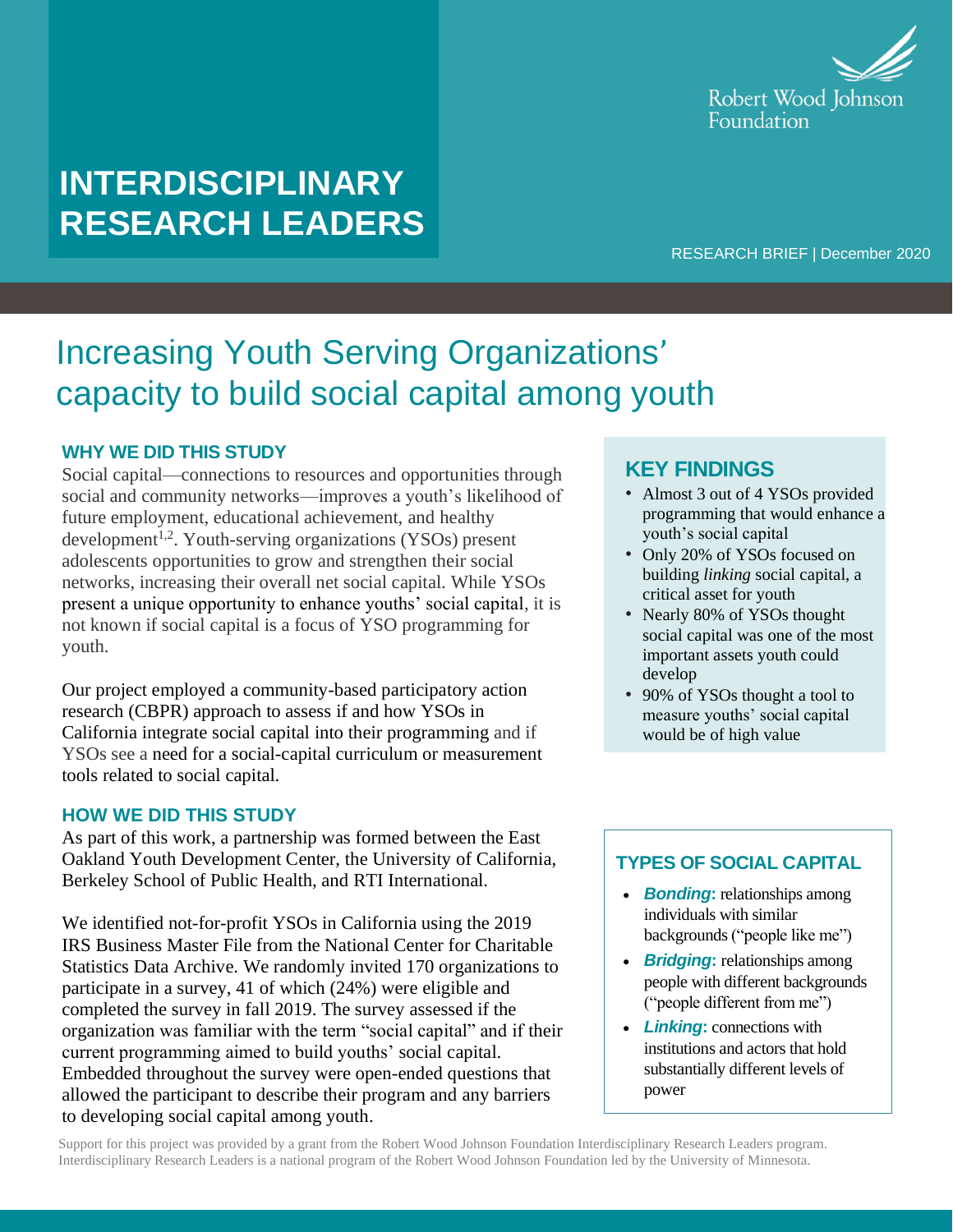Robert Wood Johnson Foundation

# INTERDISCIPLINARY RESEARCH LEADERS

RESEARCH BRIEF | December 2020

## Increasing Youth Serving Organizations' capacity to build social capital among youth

### WHY WE DID THIS STUDY

Social capital—connections to resources and opportunities through social and community networks—improves a youth's likelihood of future employment, educational achievement, and healthy development[1,2]. Youth-serving organizations (YSOs) present adolescents opportunities to grow and strengthen their social networks, increasing their overall net social capital. While YSOs present a unique opportunity to enhance youths' social capital, it is not known if social capital is a focus of YSO programming for youth.

Our project employed a community-based participatory action research (CBPR) approach to assess if and how YSOs in California integrate social capital into their programming and if YSOs see a need for a social-capital curriculum or measurement tools related to social capital.

### HOW WE DID THIS STUDY

As part of this work, a partnership was formed between the East Oakland Youth Development Center, the University of California, Berkeley School of Public Health, and RTI International.

We identified not-for-profit YSOs in California using the 2019 IRS Business Master File from the National Center for Charitable Statistics Data Archive. We randomly invited 170 organizations to participate in a survey, 41 of which (24%) were eligible and completed the survey in fall 2019. The survey assessed if the organization was familiar with the term "social capital" and if their current programming aimed to build youths' social capital. Embedded throughout the survey were open-ended questions that allowed the participant to describe their program and any barriers to developing social capital among youth.

### KEY FINDINGS

- Almost 3 out of 4 YSOs provided programming that would enhance a youth's social capital
- Only 20% of YSOs focused on building *linking* social capital, a critical asset for youth
- Nearly 80% of YSOs thought social capital was one of the most important assets youth could develop
- 90% of YSOs thought a tool to measure youths' social capital would be of high value

### TYPES OF SOCIAL CAPITAL

- ***Bonding*****:** relationships among individuals with similar backgrounds ("people like me")
- ***Bridging*****:** relationships among people with different backgrounds ("people different from me")
- ***Linking*****:** connections with institutions and actors that hold substantially different levels of power

Support for this project was provided by a grant from the Robert Wood Johnson Foundation Interdisciplinary Research Leaders program. Interdisciplinary Research Leaders is a national program of the Robert Wood Johnson Foundation led by the University of Minnesota.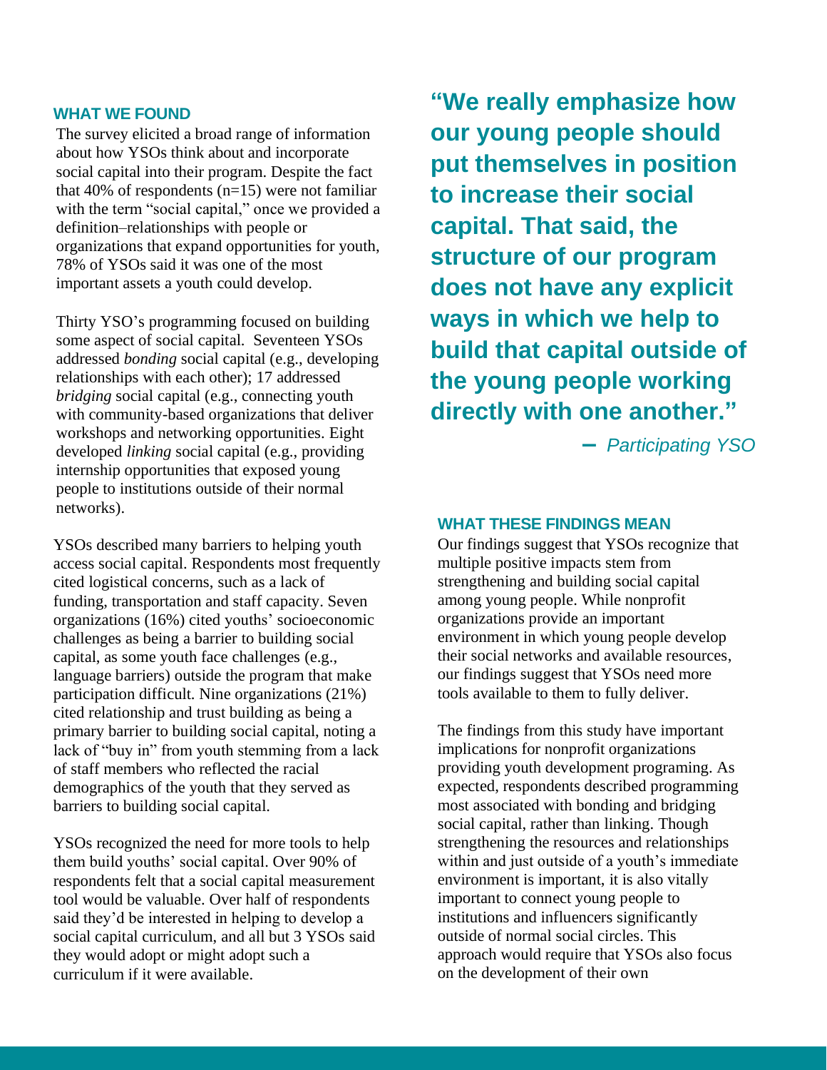## WHAT WE FOUND

The survey elicited a broad range of information about how YSOs think about and incorporate social capital into their program. Despite the fact that 40% of respondents (n=15) were not familiar with the term "social capital," once we provided a definition–relationships with people or organizations that expand opportunities for youth, 78% of YSOs said it was one of the most important assets a youth could develop.

Thirty YSO's programming focused on building some aspect of social capital. Seventeen YSOs addressed *bonding* social capital (e.g., developing relationships with each other); 17 addressed *bridging* social capital (e.g., connecting youth with community-based organizations that deliver workshops and networking opportunities. Eight developed *linking* social capital (e.g., providing internship opportunities that exposed young people to institutions outside of their normal networks).

YSOs described many barriers to helping youth access social capital. Respondents most frequently cited logistical concerns, such as a lack of funding, transportation and staff capacity. Seven organizations (16%) cited youths' socioeconomic challenges as being a barrier to building social capital, as some youth face challenges (e.g., language barriers) outside the program that make participation difficult. Nine organizations (21%) cited relationship and trust building as being a primary barrier to building social capital, noting a lack of "buy in" from youth stemming from a lack of staff members who reflected the racial demographics of the youth that they served as barriers to building social capital.

YSOs recognized the need for more tools to help them build youths' social capital. Over 90% of respondents felt that a social capital measurement tool would be valuable. Over half of respondents said they'd be interested in helping to develop a social capital curriculum, and all but 3 YSOs said they would adopt or might adopt such a curriculum if it were available.

> **"We really emphasize how our young people should put themselves in position to increase their social capital. That said, the structure of our program does not have any explicit ways in which we help to build that capital outside of the young people working directly with one another."**
>
> – *Participating YSO*

## WHAT THESE FINDINGS MEAN

Our findings suggest that YSOs recognize that multiple positive impacts stem from strengthening and building social capital among young people. While nonprofit organizations provide an important environment in which young people develop their social networks and available resources, our findings suggest that YSOs need more tools available to them to fully deliver.

The findings from this study have important implications for nonprofit organizations providing youth development programing. As expected, respondents described programming most associated with bonding and bridging social capital, rather than linking. Though strengthening the resources and relationships within and just outside of a youth's immediate environment is important, it is also vitally important to connect young people to institutions and influencers significantly outside of normal social circles. This approach would require that YSOs also focus on the development of their own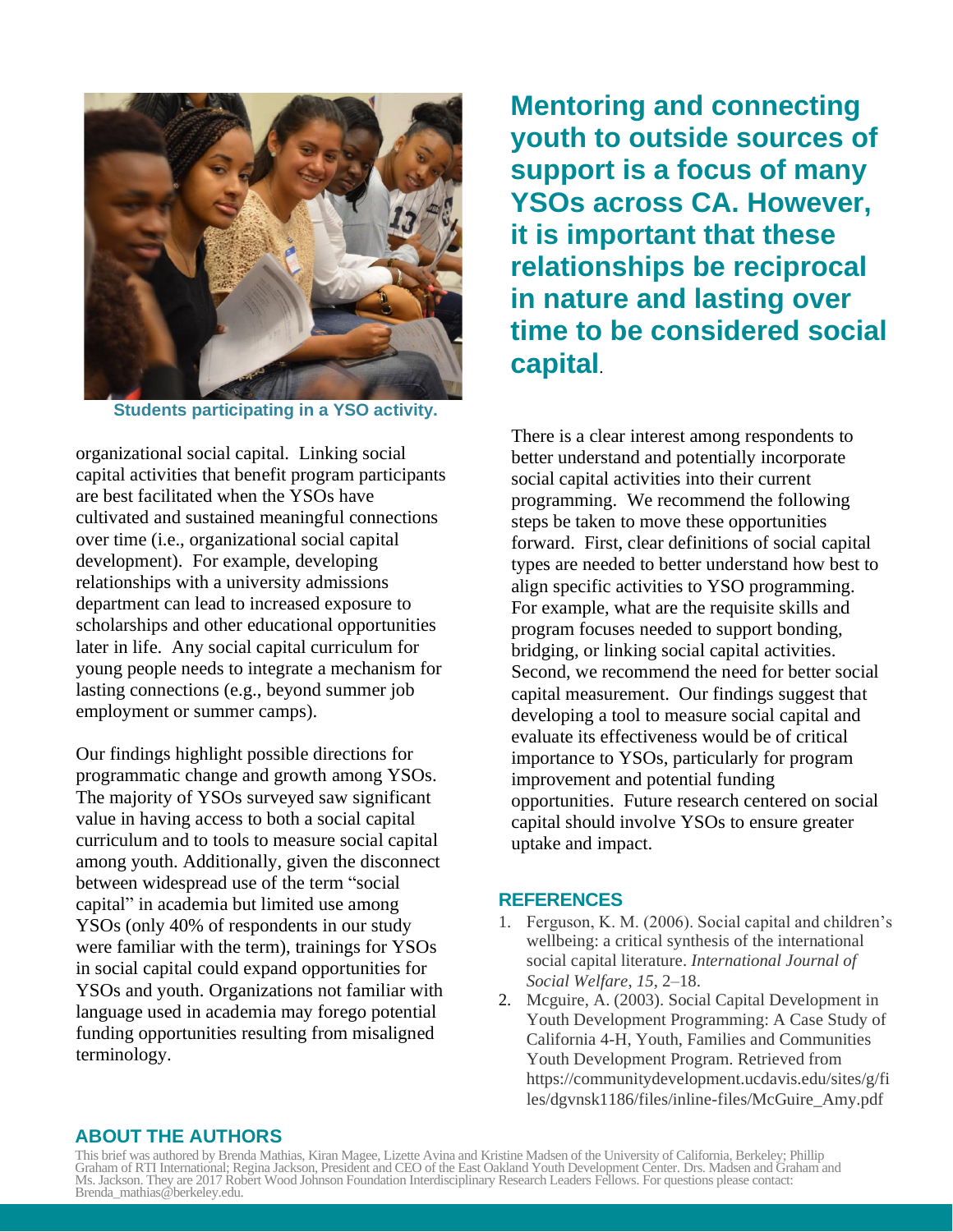Students participating in a YSO activity.

organizational social capital. Linking social capital activities that benefit program participants are best facilitated when the YSOs have cultivated and sustained meaningful connections over time (i.e., organizational social capital development). For example, developing relationships with a university admissions department can lead to increased exposure to scholarships and other educational opportunities later in life. Any social capital curriculum for young people needs to integrate a mechanism for lasting connections (e.g., beyond summer job employment or summer camps).

Our findings highlight possible directions for programmatic change and growth among YSOs. The majority of YSOs surveyed saw significant value in having access to both a social capital curriculum and to tools to measure social capital among youth. Additionally, given the disconnect between widespread use of the term "social capital" in academia but limited use among YSOs (only 40% of respondents in our study were familiar with the term), trainings for YSOs in social capital could expand opportunities for YSOs and youth. Organizations not familiar with language used in academia may forego potential funding opportunities resulting from misaligned terminology.

**Mentoring and connecting youth to outside sources of support is a focus of many YSOs across CA. However, it is important that these relationships be reciprocal in nature and lasting over time to be considered social capital.**

There is a clear interest among respondents to better understand and potentially incorporate social capital activities into their current programming. We recommend the following steps be taken to move these opportunities forward. First, clear definitions of social capital types are needed to better understand how best to align specific activities to YSO programming. For example, what are the requisite skills and program focuses needed to support bonding, bridging, or linking social capital activities. Second, we recommend the need for better social capital measurement. Our findings suggest that developing a tool to measure social capital and evaluate its effectiveness would be of critical importance to YSOs, particularly for program improvement and potential funding opportunities. Future research centered on social capital should involve YSOs to ensure greater uptake and impact.

## REFERENCES

1. Ferguson, K. M. (2006). Social capital and children's wellbeing: a critical synthesis of the international social capital literature. *International Journal of Social Welfare*, *15*, 2–18.
2. Mcguire, A. (2003). Social Capital Development in Youth Development Programming: A Case Study of California 4-H, Youth, Families and Communities Youth Development Program. Retrieved from https://communitydevelopment.ucdavis.edu/sites/g/files/dgvnsk1186/files/inline-files/McGuire_Amy.pdf

## ABOUT THE AUTHORS

This brief was authored by Brenda Mathias, Kiran Magee, Lizette Avina and Kristine Madsen of the University of California, Berkeley; Phillip Graham of RTI International; Regina Jackson, President and CEO of the East Oakland Youth Development Center. Drs. Madsen and Graham and Ms. Jackson. They are 2017 Robert Wood Johnson Foundation Interdisciplinary Research Leaders Fellows. For questions please contact: Brenda_mathias@berkeley.edu.